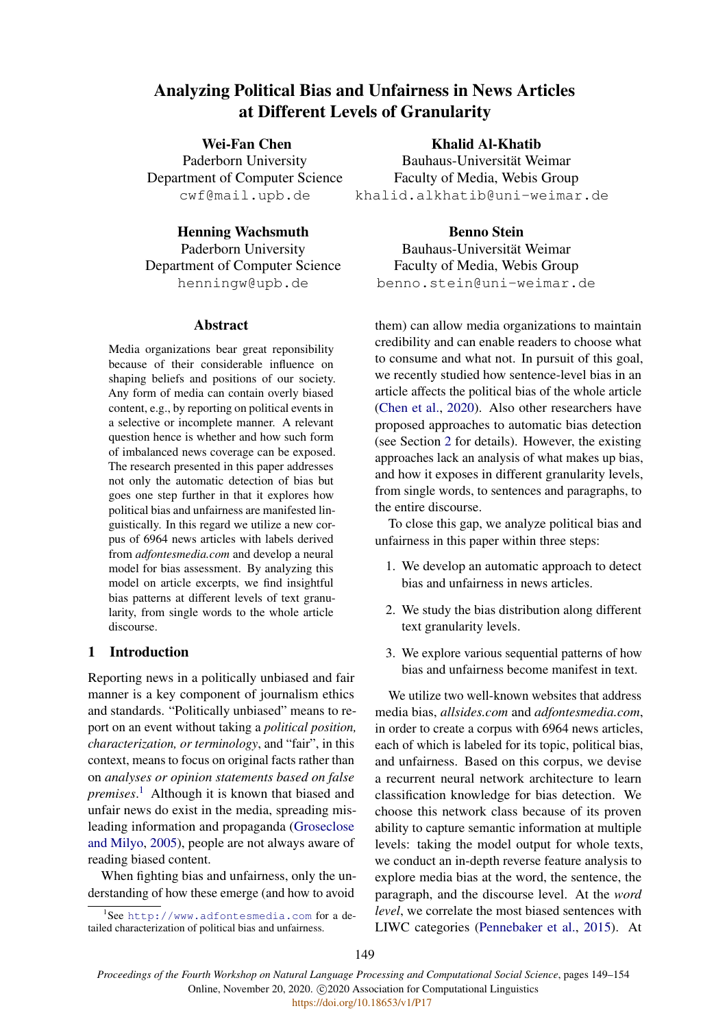# Analyzing Political Bias and Unfairness in News Articles at Different Levels of Granularity

**Wei-Fan Chen**
Paderborn University
Department of Computer Science
cwf@mail.upb.de

**Khalid Al-Khatib**
Bauhaus-Universität Weimar
Faculty of Media, Webis Group
khalid.alkhatib@uni-weimar.de

**Henning Wachsmuth**
Paderborn University
Department of Computer Science
henningw@upb.de

**Benno Stein**
Bauhaus-Universität Weimar
Faculty of Media, Webis Group
benno.stein@uni-weimar.de

## Abstract

Media organizations bear great reponsibility because of their considerable influence on shaping beliefs and positions of our society. Any form of media can contain overly biased content, e.g., by reporting on political events in a selective or incomplete manner. A relevant question hence is whether and how such form of imbalanced news coverage can be exposed. The research presented in this paper addresses not only the automatic detection of bias but goes one step further in that it explores how political bias and unfairness are manifested linguistically. In this regard we utilize a new corpus of 6964 news articles with labels derived from *adfontesmedia.com* and develop a neural model for bias assessment. By analyzing this model on article excerpts, we find insightful bias patterns at different levels of text granularity, from single words to the whole article discourse.

## 1 Introduction

Reporting news in a politically unbiased and fair manner is a key component of journalism ethics and standards. "Politically unbiased" means to report on an event without taking a *political position, characterization, or terminology*, and "fair", in this context, means to focus on original facts rather than on *analyses or opinion statements based on false premises*.[1] Although it is known that biased and unfair news do exist in the media, spreading misleading information and propaganda (Groseclose and Milyo, 2005), people are not always aware of reading biased content.

When fighting bias and unfairness, only the understanding of how these emerge (and how to avoid them) can allow media organizations to maintain credibility and can enable readers to choose what to consume and what not. In pursuit of this goal, we recently studied how sentence-level bias in an article affects the political bias of the whole article (Chen et al., 2020). Also other researchers have proposed approaches to automatic bias detection (see Section 2 for details). However, the existing approaches lack an analysis of what makes up bias, and how it exposes in different granularity levels, from single words, to sentences and paragraphs, to the entire discourse.

To close this gap, we analyze political bias and unfairness in this paper within three steps:

1. We develop an automatic approach to detect bias and unfairness in news articles.
2. We study the bias distribution along different text granularity levels.
3. We explore various sequential patterns of how bias and unfairness become manifest in text.

We utilize two well-known websites that address media bias, *allsides.com* and *adfontesmedia.com*, in order to create a corpus with 6964 news articles, each of which is labeled for its topic, political bias, and unfairness. Based on this corpus, we devise a recurrent neural network architecture to learn classification knowledge for bias detection. We choose this network class because of its proven ability to capture semantic information at multiple levels: taking the model output for whole texts, we conduct an in-depth reverse feature analysis to explore media bias at the word, the sentence, the paragraph, and the discourse level. At the *word level*, we correlate the most biased sentences with LIWC categories (Pennebaker et al., 2015). At

[1] See http://www.adfontesmedia.com for a detailed characterization of political bias and unfairness.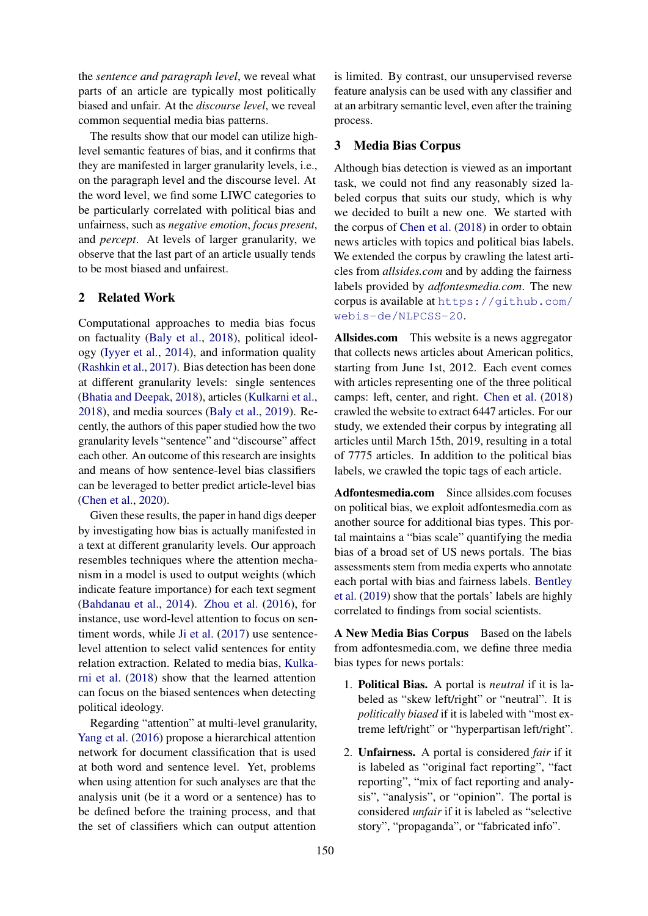the *sentence and paragraph level*, we reveal what parts of an article are typically most politically biased and unfair. At the *discourse level*, we reveal common sequential media bias patterns.

The results show that our model can utilize high-level semantic features of bias, and it confirms that they are manifested in larger granularity levels, i.e., on the paragraph level and the discourse level. At the word level, we find some LIWC categories to be particularly correlated with political bias and unfairness, such as *negative emotion*, *focus present*, and *percept*. At levels of larger granularity, we observe that the last part of an article usually tends to be most biased and unfairest.

## 2 Related Work

Computational approaches to media bias focus on factuality (Baly et al., 2018), political ideology (Iyyer et al., 2014), and information quality (Rashkin et al., 2017). Bias detection has been done at different granularity levels: single sentences (Bhatia and Deepak, 2018), articles (Kulkarni et al., 2018), and media sources (Baly et al., 2019). Recently, the authors of this paper studied how the two granularity levels "sentence" and "discourse" affect each other. An outcome of this research are insights and means of how sentence-level bias classifiers can be leveraged to better predict article-level bias (Chen et al., 2020).

Given these results, the paper in hand digs deeper by investigating how bias is actually manifested in a text at different granularity levels. Our approach resembles techniques where the attention mechanism in a model is used to output weights (which indicate feature importance) for each text segment (Bahdanau et al., 2014). Zhou et al. (2016), for instance, use word-level attention to focus on sentiment words, while Ji et al. (2017) use sentence-level attention to select valid sentences for entity relation extraction. Related to media bias, Kulkarni et al. (2018) show that the learned attention can focus on the biased sentences when detecting political ideology.

Regarding "attention" at multi-level granularity, Yang et al. (2016) propose a hierarchical attention network for document classification that is used at both word and sentence level. Yet, problems when using attention for such analyses are that the analysis unit (be it a word or a sentence) has to be defined before the training process, and that the set of classifiers which can output attention is limited. By contrast, our unsupervised reverse feature analysis can be used with any classifier and at an arbitrary semantic level, even after the training process.

## 3 Media Bias Corpus

Although bias detection is viewed as an important task, we could not find any reasonably sized labeled corpus that suits our study, which is why we decided to built a new one. We started with the corpus of Chen et al. (2018) in order to obtain news articles with topics and political bias labels. We extended the corpus by crawling the latest articles from *allsides.com* and by adding the fairness labels provided by *adfontesmedia.com*. The new corpus is available at https://github.com/webis-de/NLPCSS-20.

**Allsides.com** This website is a news aggregator that collects news articles about American politics, starting from June 1st, 2012. Each event comes with articles representing one of the three political camps: left, center, and right. Chen et al. (2018) crawled the website to extract 6447 articles. For our study, we extended their corpus by integrating all articles until March 15th, 2019, resulting in a total of 7775 articles. In addition to the political bias labels, we crawled the topic tags of each article.

**Adfontesmedia.com** Since allsides.com focuses on political bias, we exploit adfontesmedia.com as another source for additional bias types. This portal maintains a "bias scale" quantifying the media bias of a broad set of US news portals. The bias assessments stem from media experts who annotate each portal with bias and fairness labels. Bentley et al. (2019) show that the portals' labels are highly correlated to findings from social scientists.

**A New Media Bias Corpus** Based on the labels from adfontesmedia.com, we define three media bias types for news portals:

1. **Political Bias.** A portal is *neutral* if it is labeled as "skew left/right" or "neutral". It is *politically biased* if it is labeled with "most extreme left/right" or "hyperpartisan left/right".

2. **Unfairness.** A portal is considered *fair* if it is labeled as "original fact reporting", "fact reporting", "mix of fact reporting and analysis", "analysis", or "opinion". The portal is considered *unfair* if it is labeled as "selective story", "propaganda", or "fabricated info".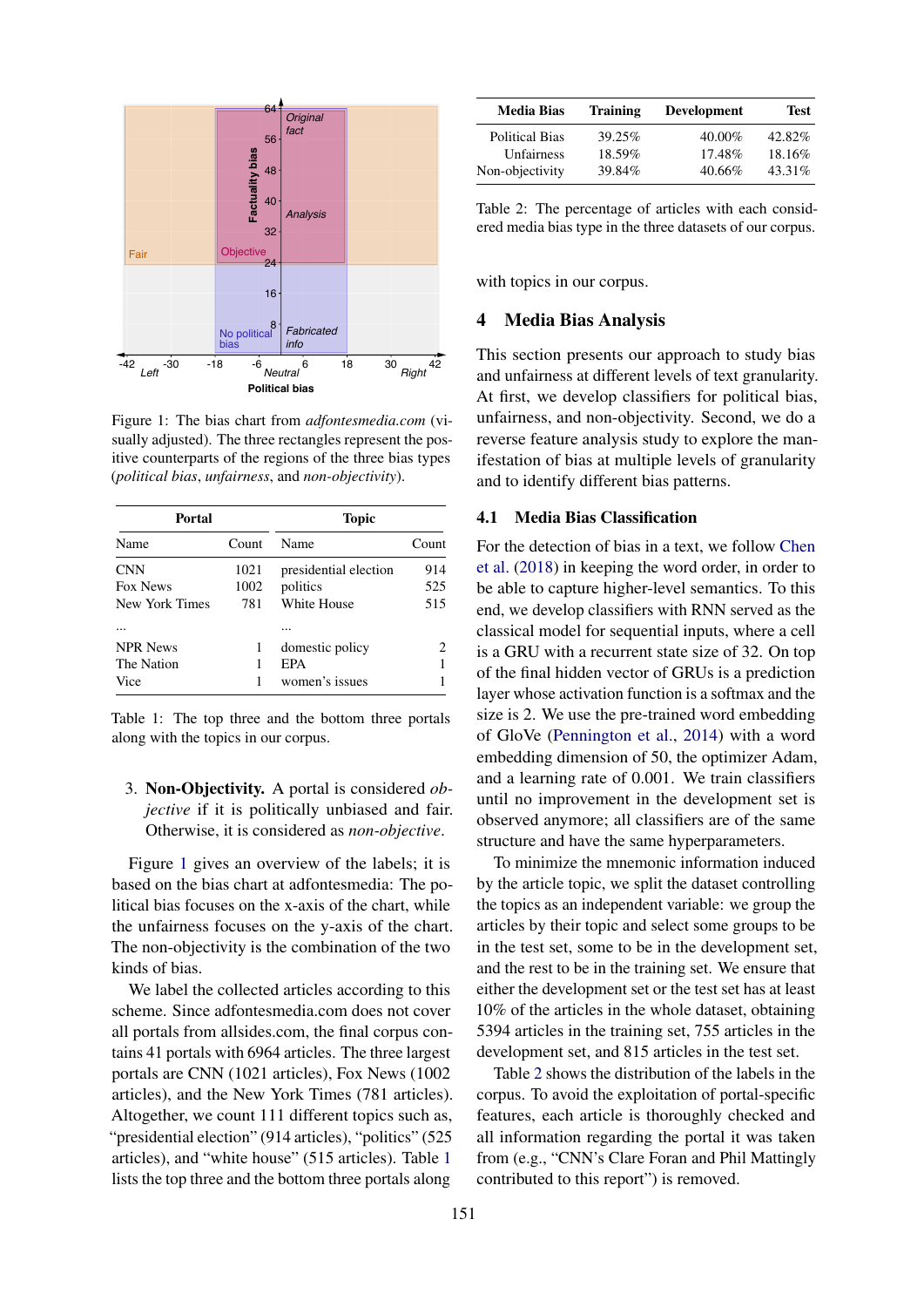Figure 1: The bias chart from *adfontesmedia.com* (visually adjusted). The three rectangles represent the positive counterparts of the regions of the three bias types (*political bias*, *unfairness*, and *non-objectivity*).

| Portal | | Topic | |
|---|---|---|---|
| Name | Count | Name | Count |
| CNN | 1021 | presidential election | 914 |
| Fox News | 1002 | politics | 525 |
| New York Times | 781 | White House | 515 |
| ... | | ... | |
| NPR News | 1 | domestic policy | 2 |
| The Nation | 1 | EPA | 1 |
| Vice | 1 | women's issues | 1 |

Table 1: The top three and the bottom three portals along with the topics in our corpus.

3. **Non-Objectivity.** A portal is considered *objective* if it is politically unbiased and fair. Otherwise, it is considered as *non-objective*.

Figure 1 gives an overview of the labels; it is based on the bias chart at adfontesmedia: The political bias focuses on the x-axis of the chart, while the unfairness focuses on the y-axis of the chart. The non-objectivity is the combination of the two kinds of bias.

We label the collected articles according to this scheme. Since adfontesmedia.com does not cover all portals from allsides.com, the final corpus contains 41 portals with 6964 articles. The three largest portals are CNN (1021 articles), Fox News (1002 articles), and the New York Times (781 articles). Altogether, we count 111 different topics such as, "presidential election" (914 articles), "politics" (525 articles), and "white house" (515 articles). Table 1 lists the top three and the bottom three portals along with topics in our corpus.

| Media Bias | Training | Development | Test |
|---|---|---|---|
| Political Bias | 39.25% | 40.00% | 42.82% |
| Unfairness | 18.59% | 17.48% | 18.16% |
| Non-objectivity | 39.84% | 40.66% | 43.31% |

Table 2: The percentage of articles with each considered media bias type in the three datasets of our corpus.

## 4 Media Bias Analysis

This section presents our approach to study bias and unfairness at different levels of text granularity. At first, we develop classifiers for political bias, unfairness, and non-objectivity. Second, we do a reverse feature analysis study to explore the manifestation of bias at multiple levels of granularity and to identify different bias patterns.

### 4.1 Media Bias Classification

For the detection of bias in a text, we follow Chen et al. (2018) in keeping the word order, in order to be able to capture higher-level semantics. To this end, we develop classifiers with RNN served as the classical model for sequential inputs, where a cell is a GRU with a recurrent state size of 32. On top of the final hidden vector of GRUs is a prediction layer whose activation function is a softmax and the size is 2. We use the pre-trained word embedding of GloVe (Pennington et al., 2014) with a word embedding dimension of 50, the optimizer Adam, and a learning rate of 0.001. We train classifiers until no improvement in the development set is observed anymore; all classifiers are of the same structure and have the same hyperparameters.

To minimize the mnemonic information induced by the article topic, we split the dataset controlling the topics as an independent variable: we group the articles by their topic and select some groups to be in the test set, some to be in the development set, and the rest to be in the training set. We ensure that either the development set or the test set has at least 10% of the articles in the whole dataset, obtaining 5394 articles in the training set, 755 articles in the development set, and 815 articles in the test set.

Table 2 shows the distribution of the labels in the corpus. To avoid the exploitation of portal-specific features, each article is thoroughly checked and all information regarding the portal it was taken from (e.g., "CNN's Clare Foran and Phil Mattingly contributed to this report") is removed.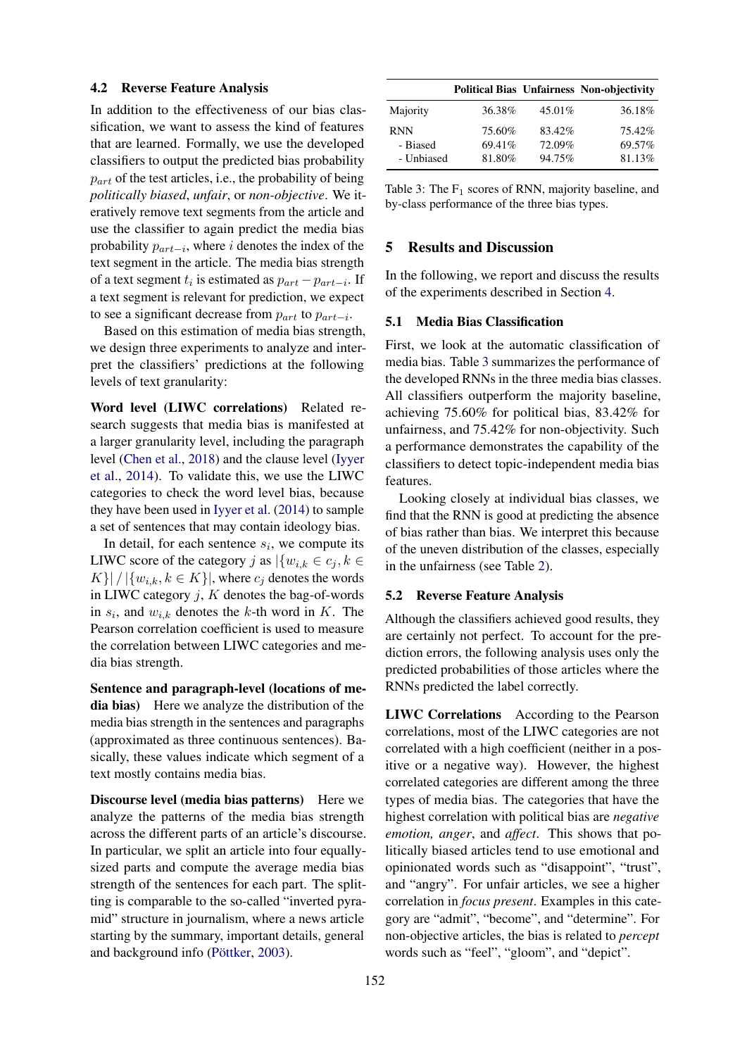### 4.2 Reverse Feature Analysis

In addition to the effectiveness of our bias classification, we want to assess the kind of features that are learned. Formally, we use the developed classifiers to output the predicted bias probability $p_{art}$ of the test articles, i.e., the probability of being *politically biased*, *unfair*, or *non-objective*. We iteratively remove text segments from the article and use the classifier to again predict the media bias probability $p_{art-i}$, where $i$ denotes the index of the text segment in the article. The media bias strength of a text segment $t_i$ is estimated as $p_{art} - p_{art-i}$. If a text segment is relevant for prediction, we expect to see a significant decrease from $p_{art}$ to $p_{art-i}$.

Based on this estimation of media bias strength, we design three experiments to analyze and interpret the classifiers' predictions at the following levels of text granularity:

**Word level (LIWC correlations)** Related research suggests that media bias is manifested at a larger granularity level, including the paragraph level (Chen et al., 2018) and the clause level (Iyyer et al., 2014). To validate this, we use the LIWC categories to check the word level bias, because they have been used in Iyyer et al. (2014) to sample a set of sentences that may contain ideology bias.

In detail, for each sentence $s_i$, we compute its LIWC score of the category $j$ as $|\{w_{i,k} \in c_j, k \in K\}| \, / \, |\{w_{i,k}, k \in K\}|$, where $c_j$ denotes the words in LIWC category $j$, $K$ denotes the bag-of-words in $s_i$, and $w_{i,k}$ denotes the $k$-th word in $K$. The Pearson correlation coefficient is used to measure the correlation between LIWC categories and media bias strength.

**Sentence and paragraph-level (locations of media bias)** Here we analyze the distribution of the media bias strength in the sentences and paragraphs (approximated as three continuous sentences). Basically, these values indicate which segment of a text mostly contains media bias.

**Discourse level (media bias patterns)** Here we analyze the patterns of the media bias strength across the different parts of an article's discourse. In particular, we split an article into four equally-sized parts and compute the average media bias strength of the sentences for each part. The splitting is comparable to the so-called "inverted pyramid" structure in journalism, where a news article starting by the summary, important details, general and background info (Pöttker, 2003).

| | Political Bias | Unfairness | Non-objectivity |
|---|---|---|---|
| Majority | 36.38% | 45.01% | 36.18% |
| RNN | 75.60% | 83.42% | 75.42% |
| - Biased | 69.41% | 72.09% | 69.57% |
| - Unbiased | 81.80% | 94.75% | 81.13% |

Table 3: The $F_1$ scores of RNN, majority baseline, and by-class performance of the three bias types.

## 5 Results and Discussion

In the following, we report and discuss the results of the experiments described in Section 4.

### 5.1 Media Bias Classification

First, we look at the automatic classification of media bias. Table 3 summarizes the performance of the developed RNNs in the three media bias classes. All classifiers outperform the majority baseline, achieving 75.60% for political bias, 83.42% for unfairness, and 75.42% for non-objectivity. Such a performance demonstrates the capability of the classifiers to detect topic-independent media bias features.

Looking closely at individual bias classes, we find that the RNN is good at predicting the absence of bias rather than bias. We interpret this because of the uneven distribution of the classes, especially in the unfairness (see Table 2).

### 5.2 Reverse Feature Analysis

Although the classifiers achieved good results, they are certainly not perfect. To account for the prediction errors, the following analysis uses only the predicted probabilities of those articles where the RNNs predicted the label correctly.

**LIWC Correlations** According to the Pearson correlations, most of the LIWC categories are not correlated with a high coefficient (neither in a positive or a negative way). However, the highest correlated categories are different among the three types of media bias. The categories that have the highest correlation with political bias are *negative emotion, anger*, and *affect*. This shows that politically biased articles tend to use emotional and opinionated words such as "disappoint", "trust", and "angry". For unfair articles, we see a higher correlation in *focus present*. Examples in this category are "admit", "become", and "determine". For non-objective articles, the bias is related to *percept* words such as "feel", "gloom", and "depict".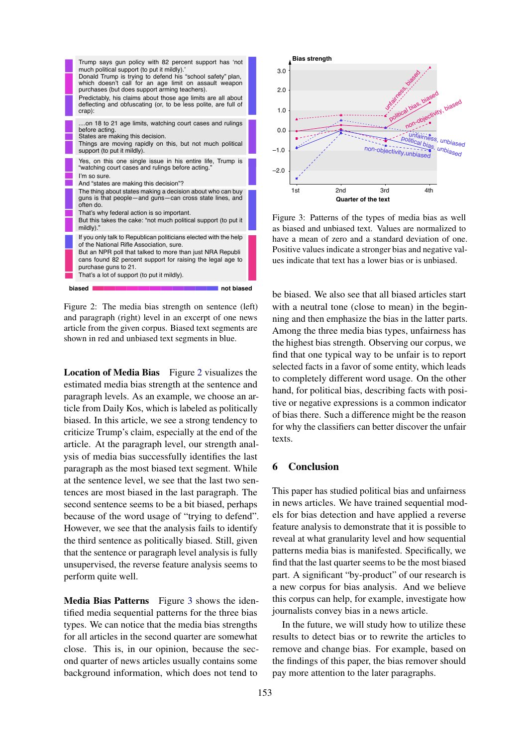Trump says gun policy with 82 percent support has 'not much political support (to put it mildly).'
Donald Trump is trying to defend his "school safety" plan, which doesn't call for an age limit on assault weapon purchases (but does support arming teachers).
Predictably, his claims about those age limits are all about deflecting and obfuscating (or, to be less polite, are full of crap):

....on 18 to 21 age limits, watching court cases and rulings before acting.
States are making this decision.
Things are moving rapidly on this, but not much political support (to put it mildly).

Yes, on this one single issue in his entire life, Trump is "watching court cases and rulings before acting."
I'm so sure.
And "states are making this decision"?

The thing about states making a decision about who can buy guns is that people—and guns—can cross state lines, and often do.
That's why federal action is so important.
But this takes the cake: "not much political support (to put it mildly)."

If you only talk to Republican politicians elected with the help of the National Rifle Association, sure.
But an NPR poll that talked to more than just NRA Republicans found 82 percent support for raising the legal age to purchase guns to 21.
That's a lot of support (to put it mildly).

biased — not biased

Figure 2: The media bias strength on sentence (left) and paragraph (right) level in an excerpt of one news article from the given corpus. Biased text segments are shown in red and unbiased text segments in blue.

**Location of Media Bias** Figure 2 visualizes the estimated media bias strength at the sentence and paragraph levels. As an example, we choose an article from Daily Kos, which is labeled as politically biased. In this article, we see a strong tendency to criticize Trump's claim, especially at the end of the article. At the paragraph level, our strength analysis of media bias successfully identifies the last paragraph as the most biased text segment. While at the sentence level, we see that the last two sentences are most biased in the last paragraph. The second sentence seems to be a bit biased, perhaps because of the word usage of "trying to defend". However, we see that the analysis fails to identify the third sentence as politically biased. Still, given that the sentence or paragraph level analysis is fully unsupervised, the reverse feature analysis seems to perform quite well.

**Media Bias Patterns** Figure 3 shows the identified media sequential patterns for the three bias types. We can notice that the media bias strengths for all articles in the second quarter are somewhat close. This is, in our opinion, because the second quarter of news articles usually contains some background information, which does not tend to be biased. We also see that all biased articles start with a neutral tone (close to mean) in the beginning and then emphasize the bias in the latter parts. Among the three media bias types, unfairness has the highest bias strength. Observing our corpus, we find that one typical way to be unfair is to report selected facts in a favor of some entity, which leads to completely different word usage. On the other hand, for political bias, describing facts with positive or negative expressions is a common indicator of bias there. Such a difference might be the reason for why the classifiers can better discover the unfair texts.

Figure 3: Patterns of the types of media bias as well as biased and unbiased text. Values are normalized to have a mean of zero and a standard deviation of one. Positive values indicate a stronger bias and negative values indicate that text has a lower bias or is unbiased.

## 6 Conclusion

This paper has studied political bias and unfairness in news articles. We have trained sequential models for bias detection and have applied a reverse feature analysis to demonstrate that it is possible to reveal at what granularity level and how sequential patterns media bias is manifested. Specifically, we find that the last quarter seems to be the most biased part. A significant "by-product" of our research is a new corpus for bias analysis. And we believe this corpus can help, for example, investigate how journalists convey bias in a news article.

In the future, we will study how to utilize these results to detect bias or to rewrite the articles to remove and change bias. For example, based on the findings of this paper, the bias remover should pay more attention to the later paragraphs.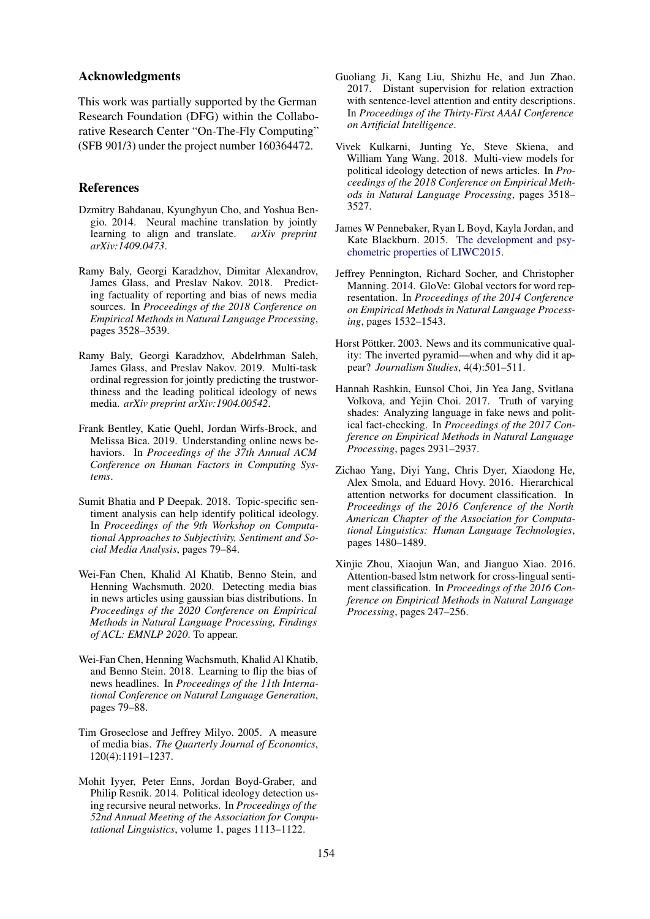## Acknowledgments

This work was partially supported by the German Research Foundation (DFG) within the Collaborative Research Center "On-The-Fly Computing" (SFB 901/3) under the project number 160364472.

## References

Dzmitry Bahdanau, Kyunghyun Cho, and Yoshua Bengio. 2014. Neural machine translation by jointly learning to align and translate. *arXiv preprint arXiv:1409.0473*.

Ramy Baly, Georgi Karadzhov, Dimitar Alexandrov, James Glass, and Preslav Nakov. 2018. Predicting factuality of reporting and bias of news media sources. In *Proceedings of the 2018 Conference on Empirical Methods in Natural Language Processing*, pages 3528–3539.

Ramy Baly, Georgi Karadzhov, Abdelrhman Saleh, James Glass, and Preslav Nakov. 2019. Multi-task ordinal regression for jointly predicting the trustworthiness and the leading political ideology of news media. *arXiv preprint arXiv:1904.00542*.

Frank Bentley, Katie Quehl, Jordan Wirfs-Brock, and Melissa Bica. 2019. Understanding online news behaviors. In *Proceedings of the 37th Annual ACM Conference on Human Factors in Computing Systems*.

Sumit Bhatia and P Deepak. 2018. Topic-specific sentiment analysis can help identify political ideology. In *Proceedings of the 9th Workshop on Computational Approaches to Subjectivity, Sentiment and Social Media Analysis*, pages 79–84.

Wei-Fan Chen, Khalid Al Khatib, Benno Stein, and Henning Wachsmuth. 2020. Detecting media bias in news articles using gaussian bias distributions. In *Proceedings of the 2020 Conference on Empirical Methods in Natural Language Processing, Findings of ACL: EMNLP 2020*. To appear.

Wei-Fan Chen, Henning Wachsmuth, Khalid Al Khatib, and Benno Stein. 2018. Learning to flip the bias of news headlines. In *Proceedings of the 11th International Conference on Natural Language Generation*, pages 79–88.

Tim Groseclose and Jeffrey Milyo. 2005. A measure of media bias. *The Quarterly Journal of Economics*, 120(4):1191–1237.

Mohit Iyyer, Peter Enns, Jordan Boyd-Graber, and Philip Resnik. 2014. Political ideology detection using recursive neural networks. In *Proceedings of the 52nd Annual Meeting of the Association for Computational Linguistics*, volume 1, pages 1113–1122.

Guoliang Ji, Kang Liu, Shizhu He, and Jun Zhao. 2017. Distant supervision for relation extraction with sentence-level attention and entity descriptions. In *Proceedings of the Thirty-First AAAI Conference on Artificial Intelligence*.

Vivek Kulkarni, Junting Ye, Steve Skiena, and William Yang Wang. 2018. Multi-view models for political ideology detection of news articles. In *Proceedings of the 2018 Conference on Empirical Methods in Natural Language Processing*, pages 3518–3527.

James W Pennebaker, Ryan L Boyd, Kayla Jordan, and Kate Blackburn. 2015. The development and psychometric properties of LIWC2015.

Jeffrey Pennington, Richard Socher, and Christopher Manning. 2014. GloVe: Global vectors for word representation. In *Proceedings of the 2014 Conference on Empirical Methods in Natural Language Processing*, pages 1532–1543.

Horst Pöttker. 2003. News and its communicative quality: The inverted pyramid—when and why did it appear? *Journalism Studies*, 4(4):501–511.

Hannah Rashkin, Eunsol Choi, Jin Yea Jang, Svitlana Volkova, and Yejin Choi. 2017. Truth of varying shades: Analyzing language in fake news and political fact-checking. In *Proceedings of the 2017 Conference on Empirical Methods in Natural Language Processing*, pages 2931–2937.

Zichao Yang, Diyi Yang, Chris Dyer, Xiaodong He, Alex Smola, and Eduard Hovy. 2016. Hierarchical attention networks for document classification. In *Proceedings of the 2016 Conference of the North American Chapter of the Association for Computational Linguistics: Human Language Technologies*, pages 1480–1489.

Xinjie Zhou, Xiaojun Wan, and Jianguo Xiao. 2016. Attention-based lstm network for cross-lingual sentiment classification. In *Proceedings of the 2016 Conference on Empirical Methods in Natural Language Processing*, pages 247–256.